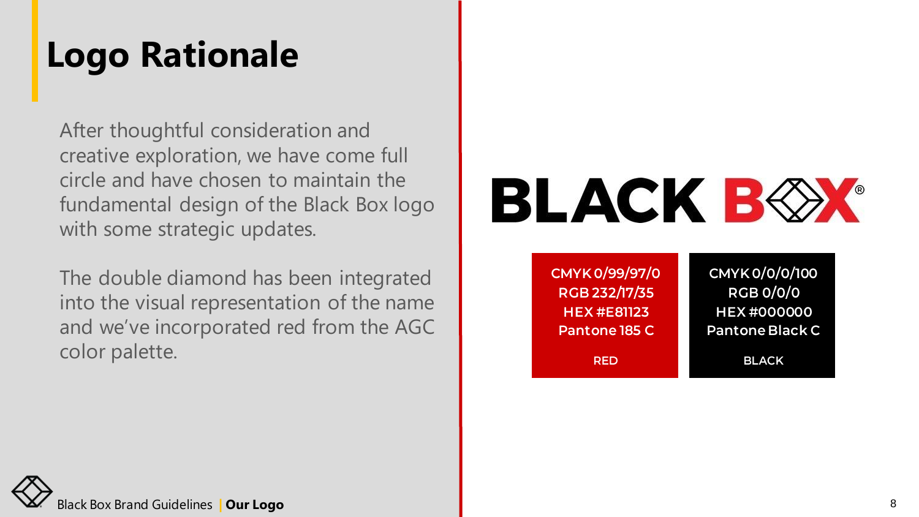# Logo Rationale

After thoughtful consideration and creative exploration, we have come full circle and have chosen to maintain the fundamental design of the Black Box logo with some strategic updates.

The double diamond has been integrated into the visual representation of the name and we've incorporated red from the AGC color palette.

BLACK BOX®

| RED | BLACK |
| --- | --- |
| CMYK 0/99/97/0 | CMYK 0/0/0/100 |
| RGB 232/17/35 | RGB 0/0/0 |
| HEX #E81123 | HEX #000000 |
| Pantone 185 C | Pantone Black C |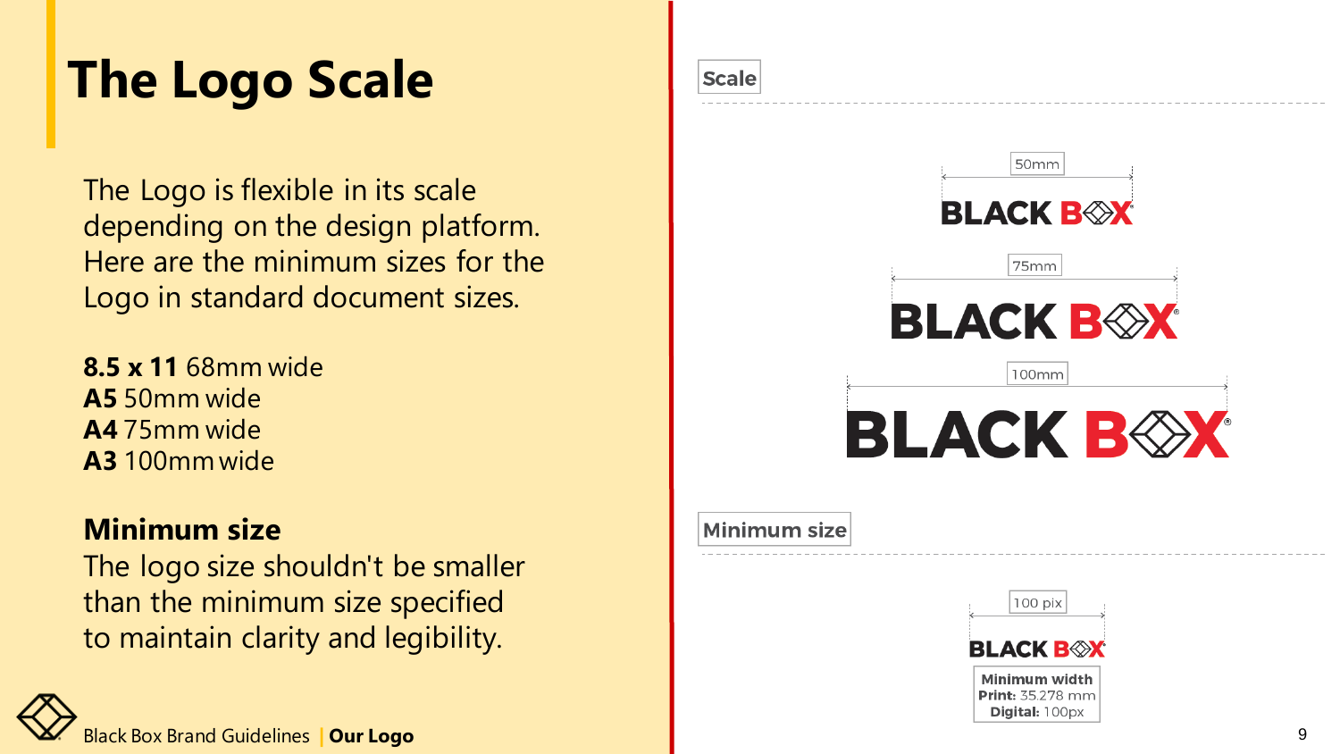# The Logo Scale

The Logo is flexible in its scale depending on the design platform. Here are the minimum sizes for the Logo in standard document sizes.

**8.5 x 11** 68mm wide
**A5** 50mm wide
**A4** 75mm wide
**A3** 100mm wide

**Minimum size**
The logo size shouldn't be smaller than the minimum size specified to maintain clarity and legibility.

Scale

50mm

75mm

100mm

Minimum size

100 pix

**Minimum width**
**Print:** 35.278 mm
**Digital:** 100px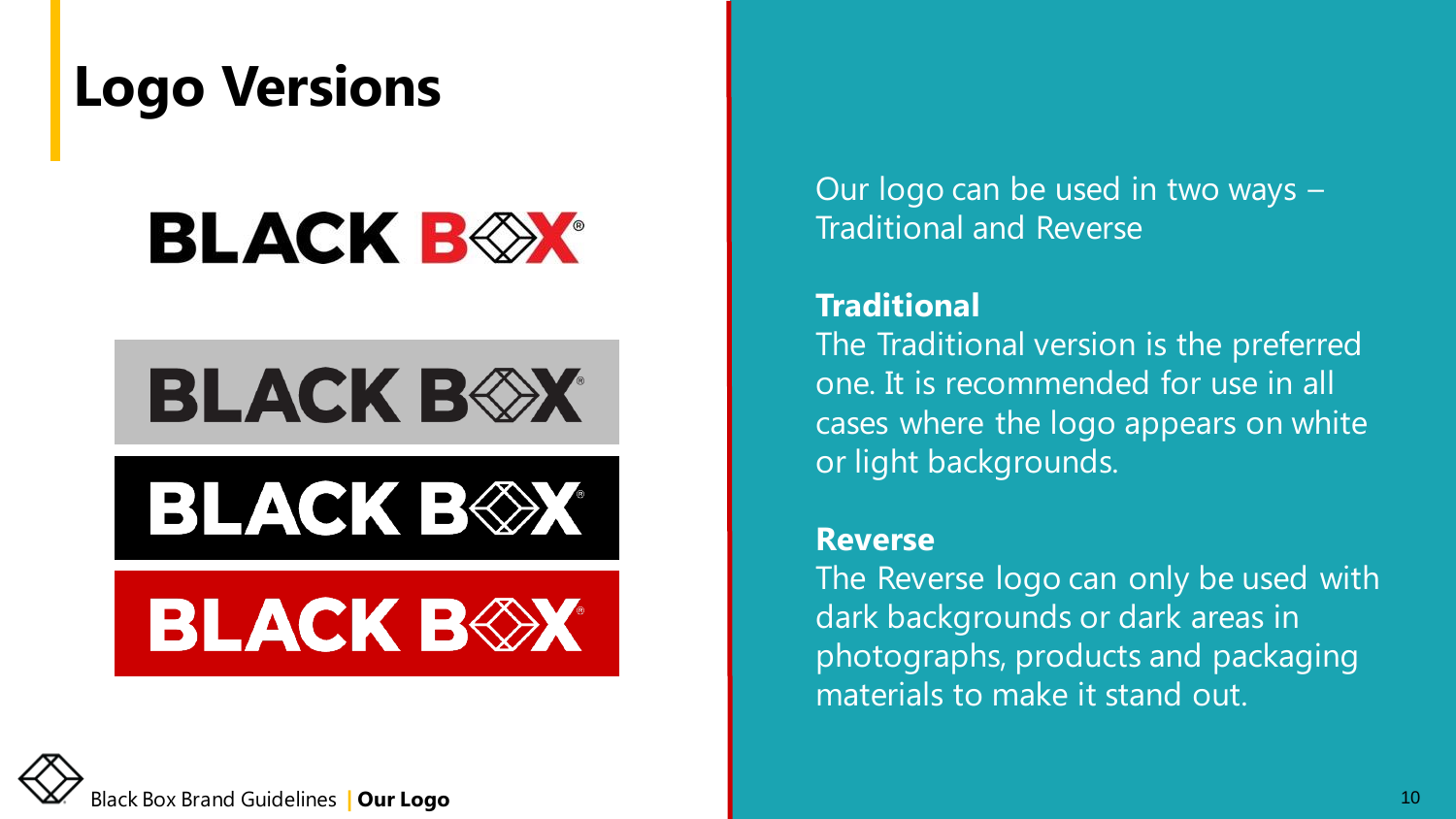# Logo Versions

Our logo can be used in two ways – Traditional and Reverse

**Traditional**

The Traditional version is the preferred one. It is recommended for use in all cases where the logo appears on white or light backgrounds.

**Reverse**

The Reverse logo can only be used with dark backgrounds or dark areas in photographs, products and packaging materials to make it stand out.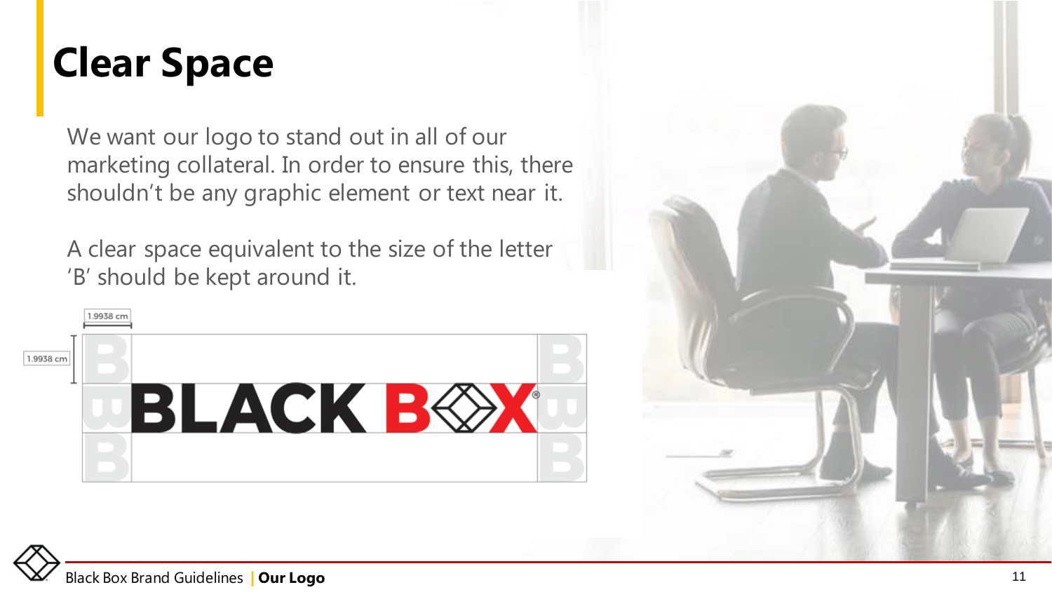# Clear Space

We want our logo to stand out in all of our marketing collateral. In order to ensure this, there shouldn't be any graphic element or text near it.

A clear space equivalent to the size of the letter 'B' should be kept around it.

1.9938 cm

1.9938 cm